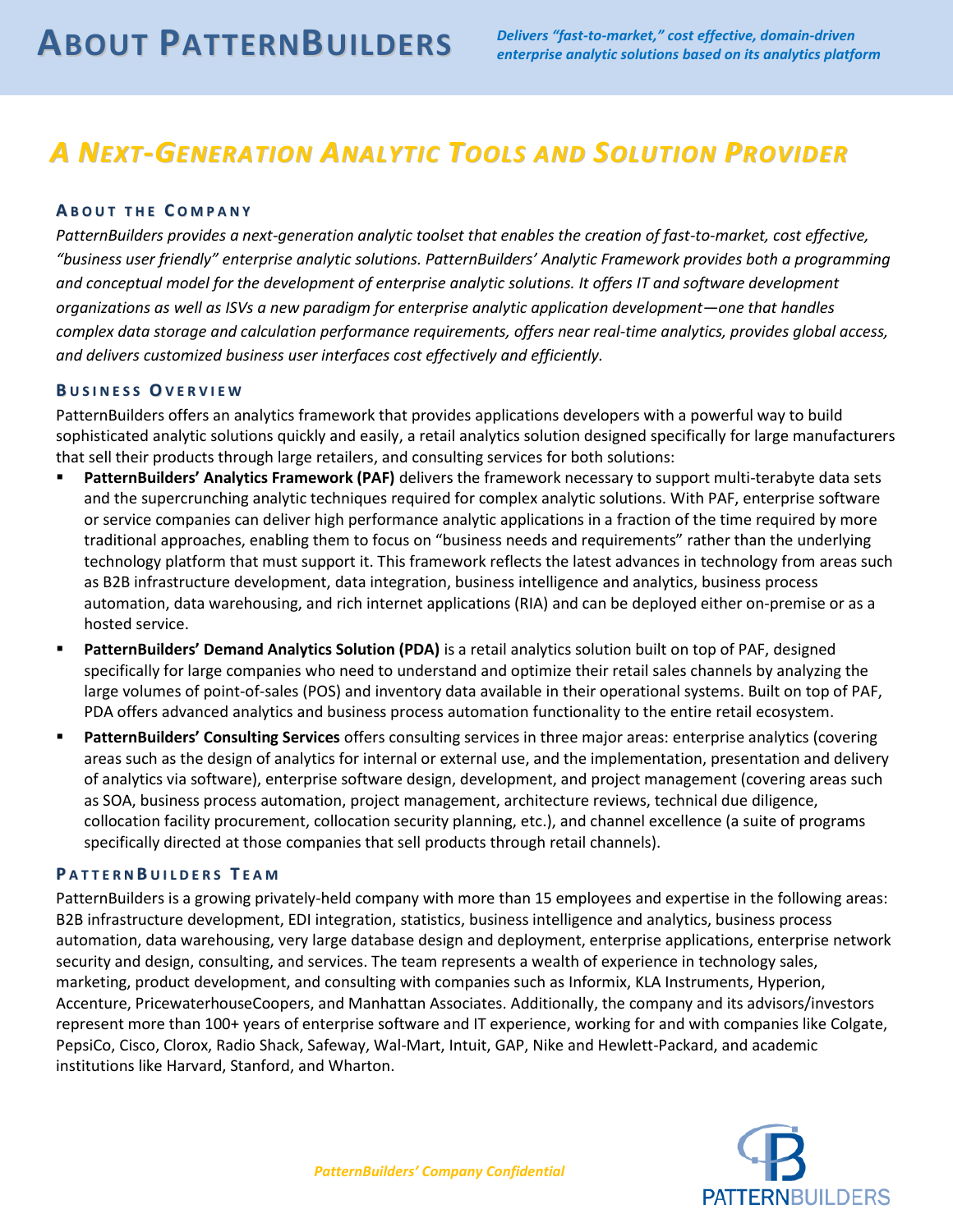# About PatternBuilders

*Delivers "fast-to-market," cost effective, domain-driven enterprise analytic solutions based on its analytics platform*

## *A Next-Generation Analytic Tools and Solution Provider*

### About the Company

*PatternBuilders provides a next-generation analytic toolset that enables the creation of fast-to-market, cost effective, "business user friendly" enterprise analytic solutions. PatternBuilders' Analytic Framework provides both a programming and conceptual model for the development of enterprise analytic solutions. It offers IT and software development organizations as well as ISVs a new paradigm for enterprise analytic application development—one that handles complex data storage and calculation performance requirements, offers near real-time analytics, provides global access, and delivers customized business user interfaces cost effectively and efficiently.*

### Business Overview

PatternBuilders offers an analytics framework that provides applications developers with a powerful way to build sophisticated analytic solutions quickly and easily, a retail analytics solution designed specifically for large manufacturers that sell their products through large retailers, and consulting services for both solutions:

- **PatternBuilders' Analytics Framework (PAF)** delivers the framework necessary to support multi-terabyte data sets and the supercrunching analytic techniques required for complex analytic solutions. With PAF, enterprise software or service companies can deliver high performance analytic applications in a fraction of the time required by more traditional approaches, enabling them to focus on "business needs and requirements" rather than the underlying technology platform that must support it. This framework reflects the latest advances in technology from areas such as B2B infrastructure development, data integration, business intelligence and analytics, business process automation, data warehousing, and rich internet applications (RIA) and can be deployed either on-premise or as a hosted service.
- **PatternBuilders' Demand Analytics Solution (PDA)** is a retail analytics solution built on top of PAF, designed specifically for large companies who need to understand and optimize their retail sales channels by analyzing the large volumes of point-of-sales (POS) and inventory data available in their operational systems. Built on top of PAF, PDA offers advanced analytics and business process automation functionality to the entire retail ecosystem.
- **PatternBuilders' Consulting Services** offers consulting services in three major areas: enterprise analytics (covering areas such as the design of analytics for internal or external use, and the implementation, presentation and delivery of analytics via software), enterprise software design, development, and project management (covering areas such as SOA, business process automation, project management, architecture reviews, technical due diligence, collocation facility procurement, collocation security planning, etc.), and channel excellence (a suite of programs specifically directed at those companies that sell products through retail channels).

### PatternBuilders Team

PatternBuilders is a growing privately-held company with more than 15 employees and expertise in the following areas: B2B infrastructure development, EDI integration, statistics, business intelligence and analytics, business process automation, data warehousing, very large database design and deployment, enterprise applications, enterprise network security and design, consulting, and services. The team represents a wealth of experience in technology sales, marketing, product development, and consulting with companies such as Informix, KLA Instruments, Hyperion, Accenture, PricewaterhouseCoopers, and Manhattan Associates. Additionally, the company and its advisors/investors represent more than 100+ years of enterprise software and IT experience, working for and with companies like Colgate, PepsiCo, Cisco, Clorox, Radio Shack, Safeway, Wal-Mart, Intuit, GAP, Nike and Hewlett-Packard, and academic institutions like Harvard, Stanford, and Wharton.

*PatternBuilders' Company Confidential*

PATTERNBUILDERS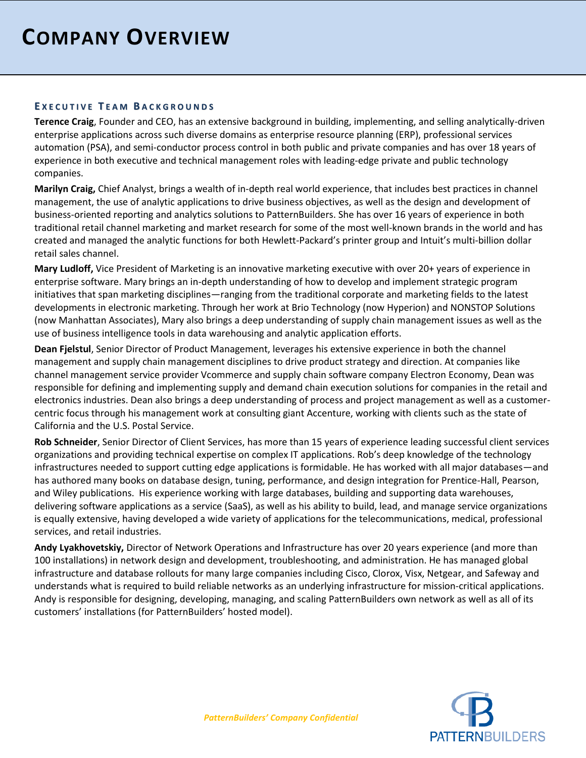# Company Overview

### Executive Team Backgrounds

**Terence Craig**, Founder and CEO, has an extensive background in building, implementing, and selling analytically-driven enterprise applications across such diverse domains as enterprise resource planning (ERP), professional services automation (PSA), and semi-conductor process control in both public and private companies and has over 18 years of experience in both executive and technical management roles with leading-edge private and public technology companies.

**Marilyn Craig,** Chief Analyst, brings a wealth of in-depth real world experience, that includes best practices in channel management, the use of analytic applications to drive business objectives, as well as the design and development of business-oriented reporting and analytics solutions to PatternBuilders. She has over 16 years of experience in both traditional retail channel marketing and market research for some of the most well-known brands in the world and has created and managed the analytic functions for both Hewlett-Packard's printer group and Intuit's multi-billion dollar retail sales channel.

**Mary Ludloff,** Vice President of Marketing is an innovative marketing executive with over 20+ years of experience in enterprise software. Mary brings an in-depth understanding of how to develop and implement strategic program initiatives that span marketing disciplines—ranging from the traditional corporate and marketing fields to the latest developments in electronic marketing. Through her work at Brio Technology (now Hyperion) and NONSTOP Solutions (now Manhattan Associates), Mary also brings a deep understanding of supply chain management issues as well as the use of business intelligence tools in data warehousing and analytic application efforts.

**Dean Fjelstul**, Senior Director of Product Management, leverages his extensive experience in both the channel management and supply chain management disciplines to drive product strategy and direction. At companies like channel management service provider Vcommerce and supply chain software company Electron Economy, Dean was responsible for defining and implementing supply and demand chain execution solutions for companies in the retail and electronics industries. Dean also brings a deep understanding of process and project management as well as a customer-centric focus through his management work at consulting giant Accenture, working with clients such as the state of California and the U.S. Postal Service.

**Rob Schneider**, Senior Director of Client Services, has more than 15 years of experience leading successful client services organizations and providing technical expertise on complex IT applications. Rob's deep knowledge of the technology infrastructures needed to support cutting edge applications is formidable. He has worked with all major databases—and has authored many books on database design, tuning, performance, and design integration for Prentice-Hall, Pearson, and Wiley publications. His experience working with large databases, building and supporting data warehouses, delivering software applications as a service (SaaS), as well as his ability to build, lead, and manage service organizations is equally extensive, having developed a wide variety of applications for the telecommunications, medical, professional services, and retail industries.

**Andy Lyakhovetskiy,** Director of Network Operations and Infrastructure has over 20 years experience (and more than 100 installations) in network design and development, troubleshooting, and administration. He has managed global infrastructure and database rollouts for many large companies including Cisco, Clorox, Visx, Netgear, and Safeway and understands what is required to build reliable networks as an underlying infrastructure for mission-critical applications. Andy is responsible for designing, developing, managing, and scaling PatternBuilders own network as well as all of its customers' installations (for PatternBuilders' hosted model).